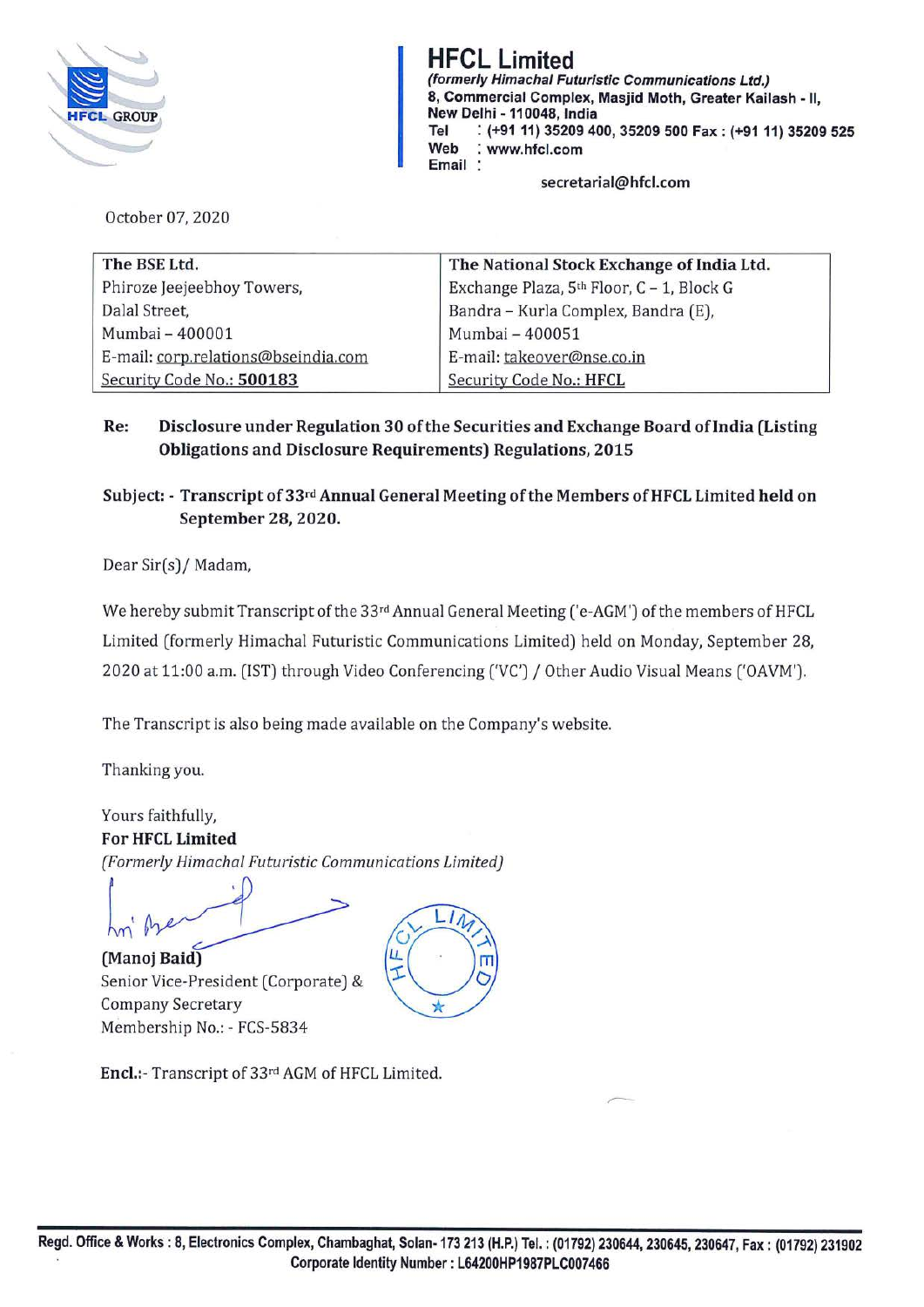# HFCL Limited

*(formerly Himachal Futuristic Communications Ltd.)*
8, Commercial Complex, Masjid Moth, Greater Kailash - II,
New Delhi - 110048, India
Tel : (+91 11) 35209 400, 35209 500 Fax : (+91 11) 35209 525
Web : www.hfcl.com
Email : secretarial@hfcl.com

October 07, 2020

| The BSE Ltd. | The National Stock Exchange of India Ltd. |
|---|---|
| Phiroze Jeejeebhoy Towers, | Exchange Plaza, 5th Floor, C – 1, Block G |
| Dalal Street, | Bandra – Kurla Complex, Bandra (E), |
| Mumbai – 400001 | Mumbai – 400051 |
| E-mail: corp.relations@bseindia.com | E-mail: takeover@nse.co.in |
| Security Code No.: **500183** | Security Code No.: HFCL |

**Re: Disclosure under Regulation 30 of the Securities and Exchange Board of India (Listing Obligations and Disclosure Requirements) Regulations, 2015**

**Subject: - Transcript of 33rd Annual General Meeting of the Members of HFCL Limited held on September 28, 2020.**

Dear Sir(s)/ Madam,

We hereby submit Transcript of the 33rd Annual General Meeting ('e-AGM') of the members of HFCL Limited (formerly Himachal Futuristic Communications Limited) held on Monday, September 28, 2020 at 11:00 a.m. (IST) through Video Conferencing ('VC') / Other Audio Visual Means ('OAVM').

The Transcript is also being made available on the Company's website.

Thanking you.

Yours faithfully,
**For HFCL Limited**
*(Formerly Himachal Futuristic Communications Limited)*

**(Manoj Baid)**
Senior Vice-President (Corporate) &
Company Secretary
Membership No.: - FCS-5834

**Encl.**:- Transcript of 33rd AGM of HFCL Limited.

Regd. Office & Works : 8, Electronics Complex, Chambaghat, Solan- 173 213 (H.P.) Tel. : (01792) 230644, 230645, 230647, Fax : (01792) 231902
Corporate Identity Number : L64200HP1987PLC007466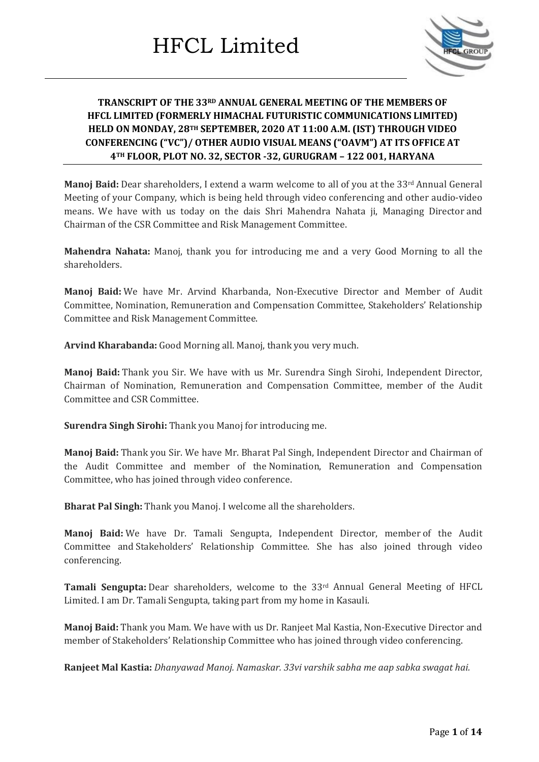# HFCL Limited

**TRANSCRIPT OF THE 33RD ANNUAL GENERAL MEETING OF THE MEMBERS OF HFCL LIMITED (FORMERLY HIMACHAL FUTURISTIC COMMUNICATIONS LIMITED) HELD ON MONDAY, 28TH SEPTEMBER, 2020 AT 11:00 A.M. (IST) THROUGH VIDEO CONFERENCING ("VC")/ OTHER AUDIO VISUAL MEANS ("OAVM") AT ITS OFFICE AT 4TH FLOOR, PLOT NO. 32, SECTOR -32, GURUGRAM – 122 001, HARYANA**

**Manoj Baid:** Dear shareholders, I extend a warm welcome to all of you at the 33rd Annual General Meeting of your Company, which is being held through video conferencing and other audio-video means. We have with us today on the dais Shri Mahendra Nahata ji, Managing Director and Chairman of the CSR Committee and Risk Management Committee.

**Mahendra Nahata:** Manoj, thank you for introducing me and a very Good Morning to all the shareholders.

**Manoj Baid:** We have Mr. Arvind Kharbanda, Non-Executive Director and Member of Audit Committee, Nomination, Remuneration and Compensation Committee, Stakeholders' Relationship Committee and Risk Management Committee.

**Arvind Kharabanda:** Good Morning all. Manoj, thank you very much.

**Manoj Baid:** Thank you Sir. We have with us Mr. Surendra Singh Sirohi, Independent Director, Chairman of Nomination, Remuneration and Compensation Committee, member of the Audit Committee and CSR Committee.

**Surendra Singh Sirohi:** Thank you Manoj for introducing me.

**Manoj Baid:** Thank you Sir. We have Mr. Bharat Pal Singh, Independent Director and Chairman of the Audit Committee and member of the Nomination, Remuneration and Compensation Committee, who has joined through video conference.

**Bharat Pal Singh:** Thank you Manoj. I welcome all the shareholders.

**Manoj Baid:** We have Dr. Tamali Sengupta, Independent Director, member of the Audit Committee and Stakeholders' Relationship Committee. She has also joined through video conferencing.

**Tamali Sengupta:** Dear shareholders, welcome to the 33rd Annual General Meeting of HFCL Limited. I am Dr. Tamali Sengupta, taking part from my home in Kasauli.

**Manoj Baid:** Thank you Mam. We have with us Dr. Ranjeet Mal Kastia, Non-Executive Director and member of Stakeholders' Relationship Committee who has joined through video conferencing.

**Ranjeet Mal Kastia:** *Dhanyawad Manoj. Namaskar. 33vi varshik sabha me aap sabka swagat hai.*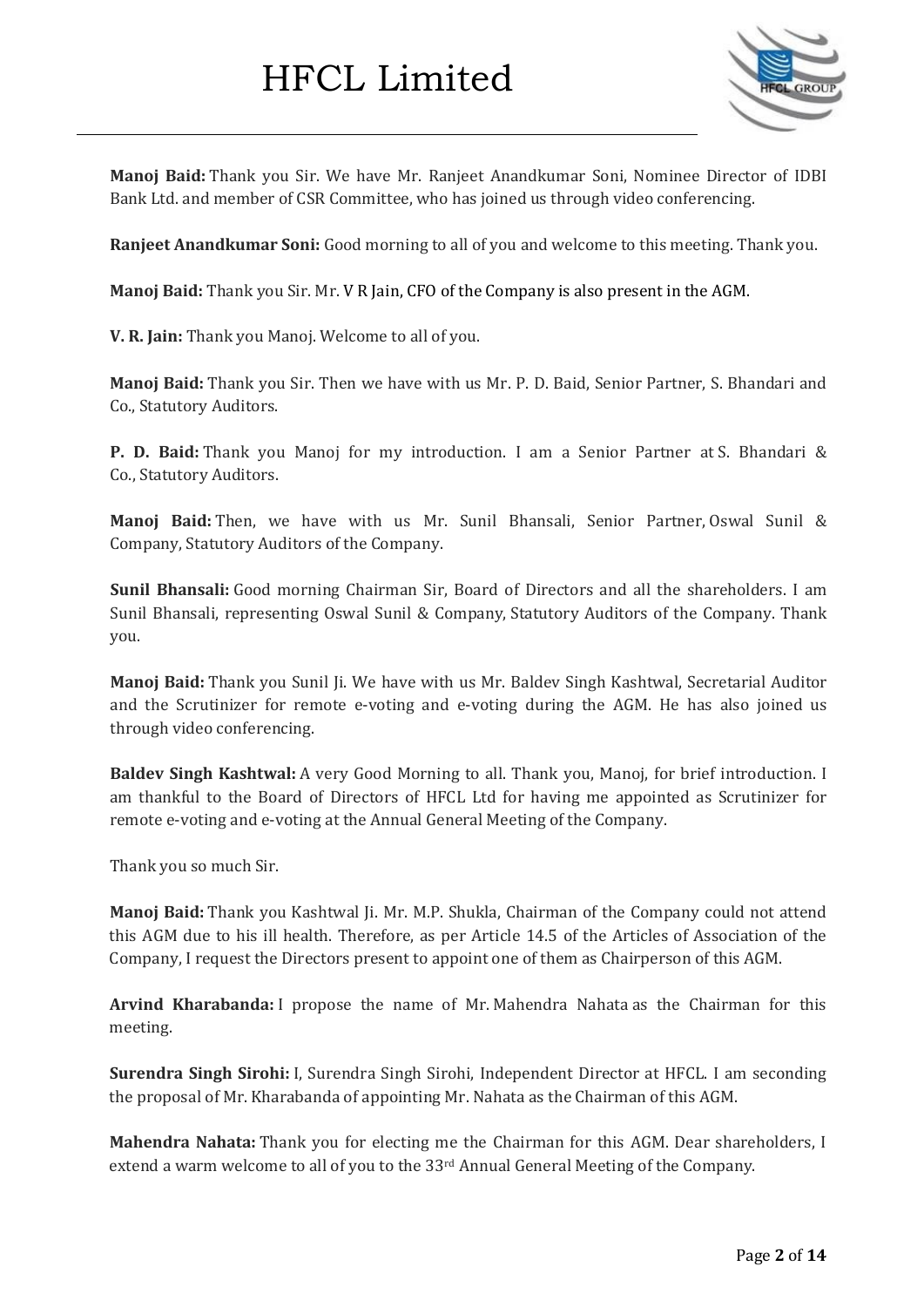**Manoj Baid:** Thank you Sir. We have Mr. Ranjeet Anandkumar Soni, Nominee Director of IDBI Bank Ltd. and member of CSR Committee, who has joined us through video conferencing.

**Ranjeet Anandkumar Soni:** Good morning to all of you and welcome to this meeting. Thank you.

**Manoj Baid:** Thank you Sir. Mr. V R Jain, CFO of the Company is also present in the AGM.

**V. R. Jain:** Thank you Manoj. Welcome to all of you.

**Manoj Baid:** Thank you Sir. Then we have with us Mr. P. D. Baid, Senior Partner, S. Bhandari and Co., Statutory Auditors.

**P. D. Baid:** Thank you Manoj for my introduction. I am a Senior Partner at S. Bhandari & Co., Statutory Auditors.

**Manoj Baid:** Then, we have with us Mr. Sunil Bhansali, Senior Partner, Oswal Sunil & Company, Statutory Auditors of the Company.

**Sunil Bhansali:** Good morning Chairman Sir, Board of Directors and all the shareholders. I am Sunil Bhansali, representing Oswal Sunil & Company, Statutory Auditors of the Company. Thank you.

**Manoj Baid:** Thank you Sunil Ji. We have with us Mr. Baldev Singh Kashtwal, Secretarial Auditor and the Scrutinizer for remote e-voting and e-voting during the AGM. He has also joined us through video conferencing.

**Baldev Singh Kashtwal:** A very Good Morning to all. Thank you, Manoj, for brief introduction. I am thankful to the Board of Directors of HFCL Ltd for having me appointed as Scrutinizer for remote e-voting and e-voting at the Annual General Meeting of the Company.

Thank you so much Sir.

**Manoj Baid:** Thank you Kashtwal Ji. Mr. M.P. Shukla, Chairman of the Company could not attend this AGM due to his ill health. Therefore, as per Article 14.5 of the Articles of Association of the Company, I request the Directors present to appoint one of them as Chairperson of this AGM.

**Arvind Kharabanda:** I propose the name of Mr. Mahendra Nahata as the Chairman for this meeting.

**Surendra Singh Sirohi:** I, Surendra Singh Sirohi, Independent Director at HFCL. I am seconding the proposal of Mr. Kharabanda of appointing Mr. Nahata as the Chairman of this AGM.

**Mahendra Nahata:** Thank you for electing me the Chairman for this AGM. Dear shareholders, I extend a warm welcome to all of you to the 33rd Annual General Meeting of the Company.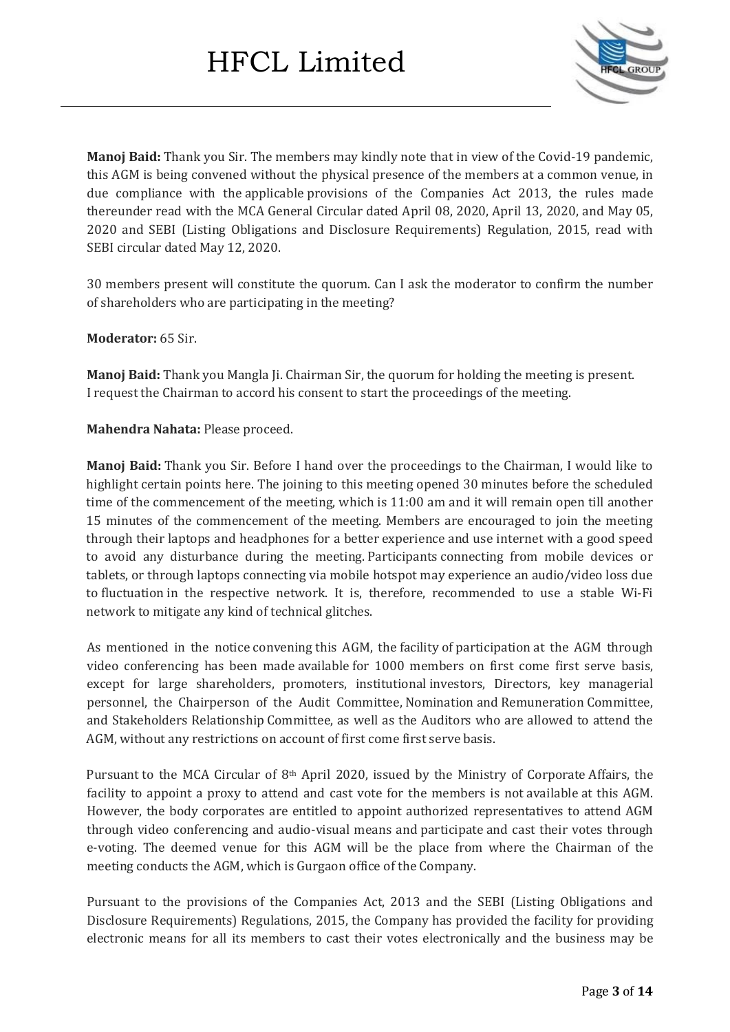**Manoj Baid:** Thank you Sir. The members may kindly note that in view of the Covid-19 pandemic, this AGM is being convened without the physical presence of the members at a common venue, in due compliance with the applicable provisions of the Companies Act 2013, the rules made thereunder read with the MCA General Circular dated April 08, 2020, April 13, 2020, and May 05, 2020 and SEBI (Listing Obligations and Disclosure Requirements) Regulation, 2015, read with SEBI circular dated May 12, 2020.

30 members present will constitute the quorum. Can I ask the moderator to confirm the number of shareholders who are participating in the meeting?

**Moderator:** 65 Sir.

**Manoj Baid:** Thank you Mangla Ji. Chairman Sir, the quorum for holding the meeting is present. I request the Chairman to accord his consent to start the proceedings of the meeting.

**Mahendra Nahata:** Please proceed.

**Manoj Baid:** Thank you Sir. Before I hand over the proceedings to the Chairman, I would like to highlight certain points here. The joining to this meeting opened 30 minutes before the scheduled time of the commencement of the meeting, which is 11:00 am and it will remain open till another 15 minutes of the commencement of the meeting. Members are encouraged to join the meeting through their laptops and headphones for a better experience and use internet with a good speed to avoid any disturbance during the meeting. Participants connecting from mobile devices or tablets, or through laptops connecting via mobile hotspot may experience an audio/video loss due to fluctuation in the respective network. It is, therefore, recommended to use a stable Wi-Fi network to mitigate any kind of technical glitches.

As mentioned in the notice convening this AGM, the facility of participation at the AGM through video conferencing has been made available for 1000 members on first come first serve basis, except for large shareholders, promoters, institutional investors, Directors, key managerial personnel, the Chairperson of the Audit Committee, Nomination and Remuneration Committee, and Stakeholders Relationship Committee, as well as the Auditors who are allowed to attend the AGM, without any restrictions on account of first come first serve basis.

Pursuant to the MCA Circular of 8th April 2020, issued by the Ministry of Corporate Affairs, the facility to appoint a proxy to attend and cast vote for the members is not available at this AGM. However, the body corporates are entitled to appoint authorized representatives to attend AGM through video conferencing and audio-visual means and participate and cast their votes through e-voting. The deemed venue for this AGM will be the place from where the Chairman of the meeting conducts the AGM, which is Gurgaon office of the Company.

Pursuant to the provisions of the Companies Act, 2013 and the SEBI (Listing Obligations and Disclosure Requirements) Regulations, 2015, the Company has provided the facility for providing electronic means for all its members to cast their votes electronically and the business may be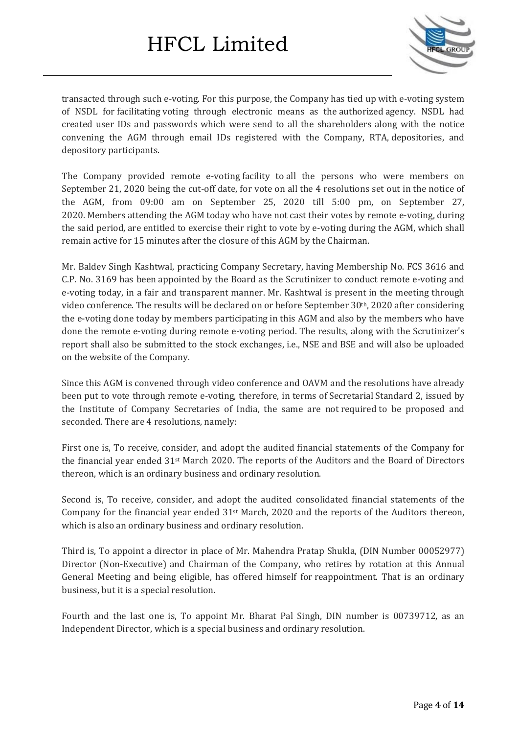transacted through such e-voting. For this purpose, the Company has tied up with e-voting system of NSDL for facilitating voting through electronic means as the authorized agency. NSDL had created user IDs and passwords which were send to all the shareholders along with the notice convening the AGM through email IDs registered with the Company, RTA, depositories, and depository participants.

The Company provided remote e-voting facility to all the persons who were members on September 21, 2020 being the cut-off date, for vote on all the 4 resolutions set out in the notice of the AGM, from 09:00 am on September 25, 2020 till 5:00 pm, on September 27, 2020. Members attending the AGM today who have not cast their votes by remote e-voting, during the said period, are entitled to exercise their right to vote by e-voting during the AGM, which shall remain active for 15 minutes after the closure of this AGM by the Chairman.

Mr. Baldev Singh Kashtwal, practicing Company Secretary, having Membership No. FCS 3616 and C.P. No. 3169 has been appointed by the Board as the Scrutinizer to conduct remote e-voting and e-voting today, in a fair and transparent manner. Mr. Kashtwal is present in the meeting through video conference. The results will be declared on or before September 30th, 2020 after considering the e-voting done today by members participating in this AGM and also by the members who have done the remote e-voting during remote e-voting period. The results, along with the Scrutinizer's report shall also be submitted to the stock exchanges, i.e., NSE and BSE and will also be uploaded on the website of the Company.

Since this AGM is convened through video conference and OAVM and the resolutions have already been put to vote through remote e-voting, therefore, in terms of Secretarial Standard 2, issued by the Institute of Company Secretaries of India, the same are not required to be proposed and seconded. There are 4 resolutions, namely:

First one is, To receive, consider, and adopt the audited financial statements of the Company for the financial year ended 31st March 2020. The reports of the Auditors and the Board of Directors thereon, which is an ordinary business and ordinary resolution.

Second is, To receive, consider, and adopt the audited consolidated financial statements of the Company for the financial year ended 31st March, 2020 and the reports of the Auditors thereon, which is also an ordinary business and ordinary resolution.

Third is, To appoint a director in place of Mr. Mahendra Pratap Shukla, (DIN Number 00052977) Director (Non-Executive) and Chairman of the Company, who retires by rotation at this Annual General Meeting and being eligible, has offered himself for reappointment. That is an ordinary business, but it is a special resolution.

Fourth and the last one is, To appoint Mr. Bharat Pal Singh, DIN number is 00739712, as an Independent Director, which is a special business and ordinary resolution.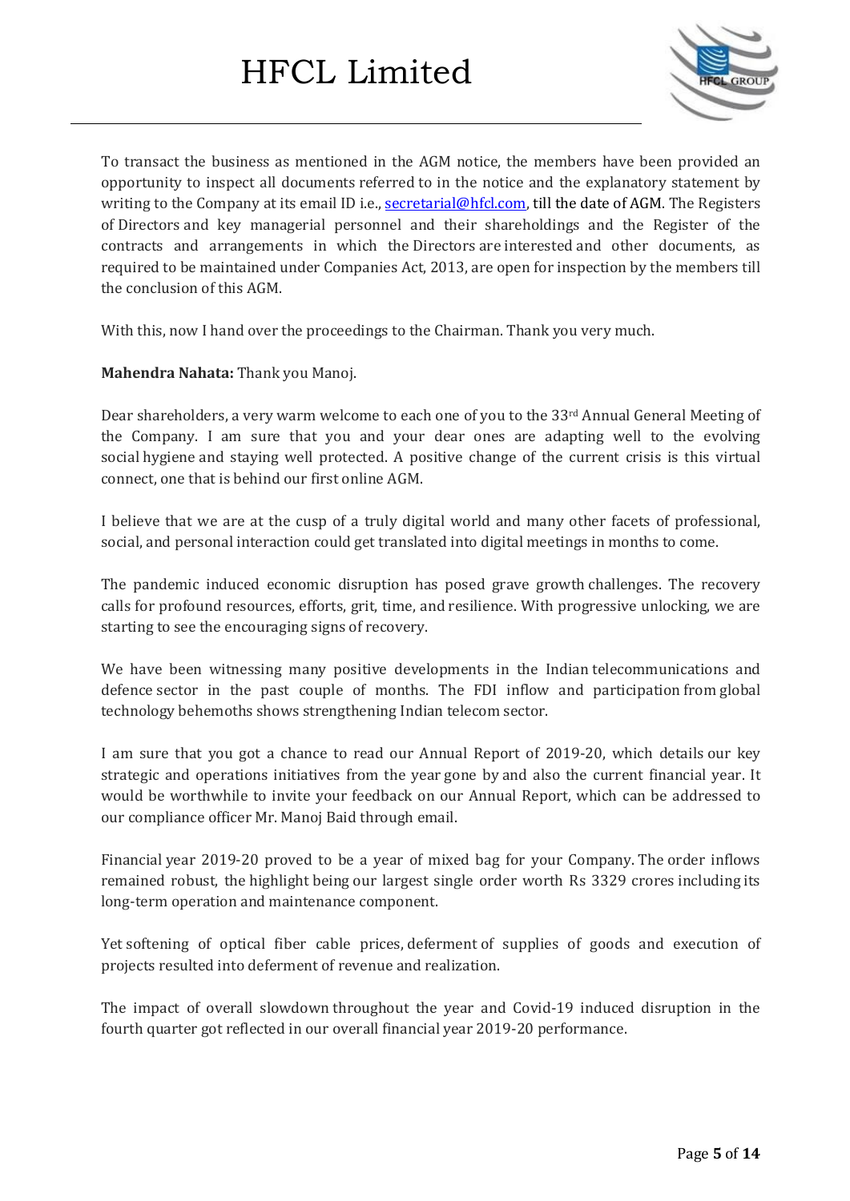To transact the business as mentioned in the AGM notice, the members have been provided an opportunity to inspect all documents referred to in the notice and the explanatory statement by writing to the Company at its email ID i.e., secretarial@hfcl.com, till the date of AGM. The Registers of Directors and key managerial personnel and their shareholdings and the Register of the contracts and arrangements in which the Directors are interested and other documents, as required to be maintained under Companies Act, 2013, are open for inspection by the members till the conclusion of this AGM.

With this, now I hand over the proceedings to the Chairman. Thank you very much.

**Mahendra Nahata:** Thank you Manoj.

Dear shareholders, a very warm welcome to each one of you to the 33rd Annual General Meeting of the Company. I am sure that you and your dear ones are adapting well to the evolving social hygiene and staying well protected. A positive change of the current crisis is this virtual connect, one that is behind our first online AGM.

I believe that we are at the cusp of a truly digital world and many other facets of professional, social, and personal interaction could get translated into digital meetings in months to come.

The pandemic induced economic disruption has posed grave growth challenges. The recovery calls for profound resources, efforts, grit, time, and resilience. With progressive unlocking, we are starting to see the encouraging signs of recovery.

We have been witnessing many positive developments in the Indian telecommunications and defence sector in the past couple of months. The FDI inflow and participation from global technology behemoths shows strengthening Indian telecom sector.

I am sure that you got a chance to read our Annual Report of 2019-20, which details our key strategic and operations initiatives from the year gone by and also the current financial year. It would be worthwhile to invite your feedback on our Annual Report, which can be addressed to our compliance officer Mr. Manoj Baid through email.

Financial year 2019-20 proved to be a year of mixed bag for your Company. The order inflows remained robust, the highlight being our largest single order worth Rs 3329 crores including its long-term operation and maintenance component.

Yet softening of optical fiber cable prices, deferment of supplies of goods and execution of projects resulted into deferment of revenue and realization.

The impact of overall slowdown throughout the year and Covid-19 induced disruption in the fourth quarter got reflected in our overall financial year 2019-20 performance.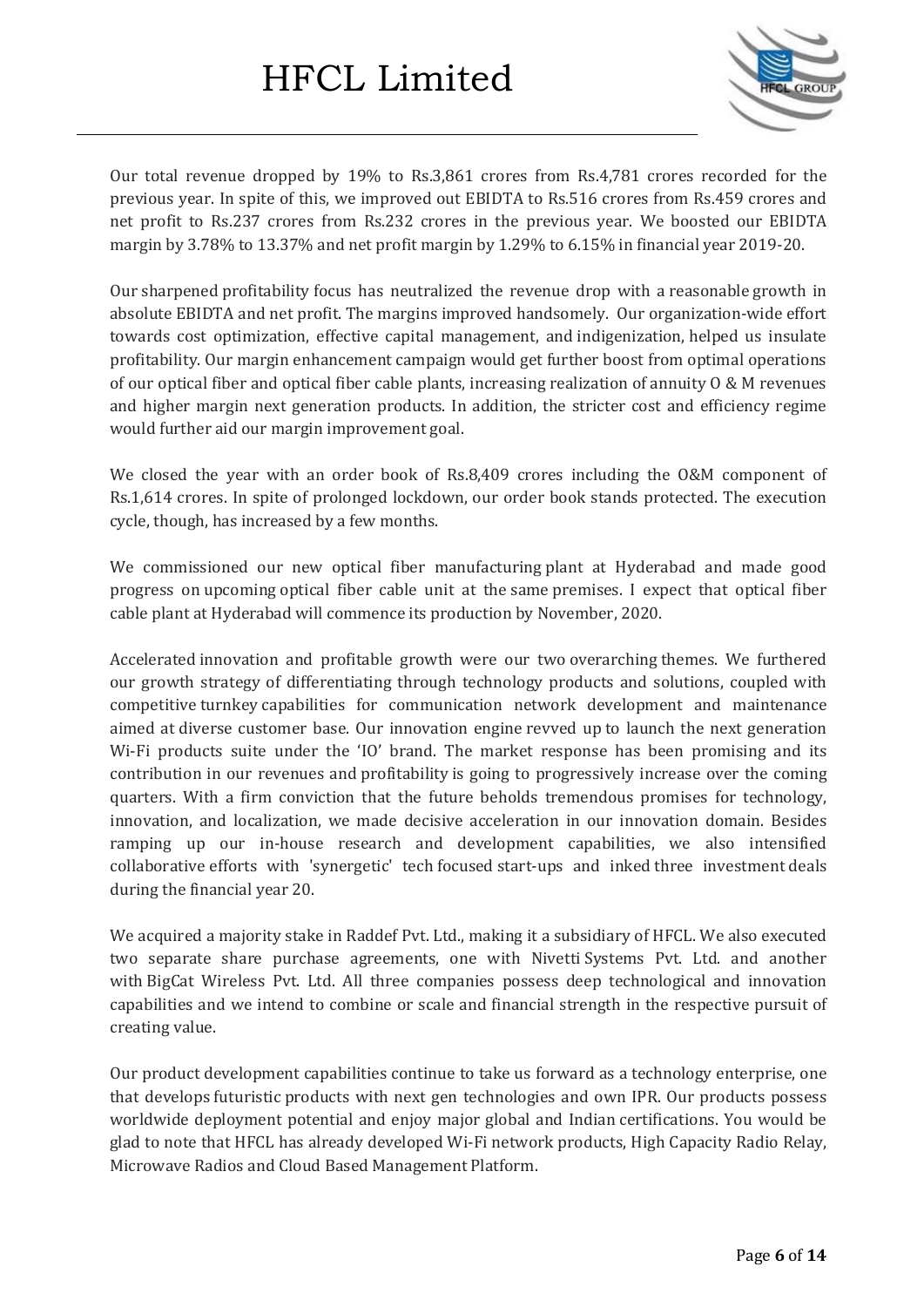Our total revenue dropped by 19% to Rs.3,861 crores from Rs.4,781 crores recorded for the previous year. In spite of this, we improved out EBIDTA to Rs.516 crores from Rs.459 crores and net profit to Rs.237 crores from Rs.232 crores in the previous year. We boosted our EBIDTA margin by 3.78% to 13.37% and net profit margin by 1.29% to 6.15% in financial year 2019-20.

Our sharpened profitability focus has neutralized the revenue drop with a reasonable growth in absolute EBIDTA and net profit. The margins improved handsomely. Our organization-wide effort towards cost optimization, effective capital management, and indigenization, helped us insulate profitability. Our margin enhancement campaign would get further boost from optimal operations of our optical fiber and optical fiber cable plants, increasing realization of annuity O & M revenues and higher margin next generation products. In addition, the stricter cost and efficiency regime would further aid our margin improvement goal.

We closed the year with an order book of Rs.8,409 crores including the O&M component of Rs.1,614 crores. In spite of prolonged lockdown, our order book stands protected. The execution cycle, though, has increased by a few months.

We commissioned our new optical fiber manufacturing plant at Hyderabad and made good progress on upcoming optical fiber cable unit at the same premises. I expect that optical fiber cable plant at Hyderabad will commence its production by November, 2020.

Accelerated innovation and profitable growth were our two overarching themes. We furthered our growth strategy of differentiating through technology products and solutions, coupled with competitive turnkey capabilities for communication network development and maintenance aimed at diverse customer base. Our innovation engine revved up to launch the next generation Wi-Fi products suite under the 'IO' brand. The market response has been promising and its contribution in our revenues and profitability is going to progressively increase over the coming quarters. With a firm conviction that the future beholds tremendous promises for technology, innovation, and localization, we made decisive acceleration in our innovation domain. Besides ramping up our in-house research and development capabilities, we also intensified collaborative efforts with 'synergetic' tech focused start-ups and inked three investment deals during the financial year 20.

We acquired a majority stake in Raddef Pvt. Ltd., making it a subsidiary of HFCL. We also executed two separate share purchase agreements, one with Nivetti Systems Pvt. Ltd. and another with BigCat Wireless Pvt. Ltd. All three companies possess deep technological and innovation capabilities and we intend to combine or scale and financial strength in the respective pursuit of creating value.

Our product development capabilities continue to take us forward as a technology enterprise, one that develops futuristic products with next gen technologies and own IPR. Our products possess worldwide deployment potential and enjoy major global and Indian certifications. You would be glad to note that HFCL has already developed Wi-Fi network products, High Capacity Radio Relay, Microwave Radios and Cloud Based Management Platform.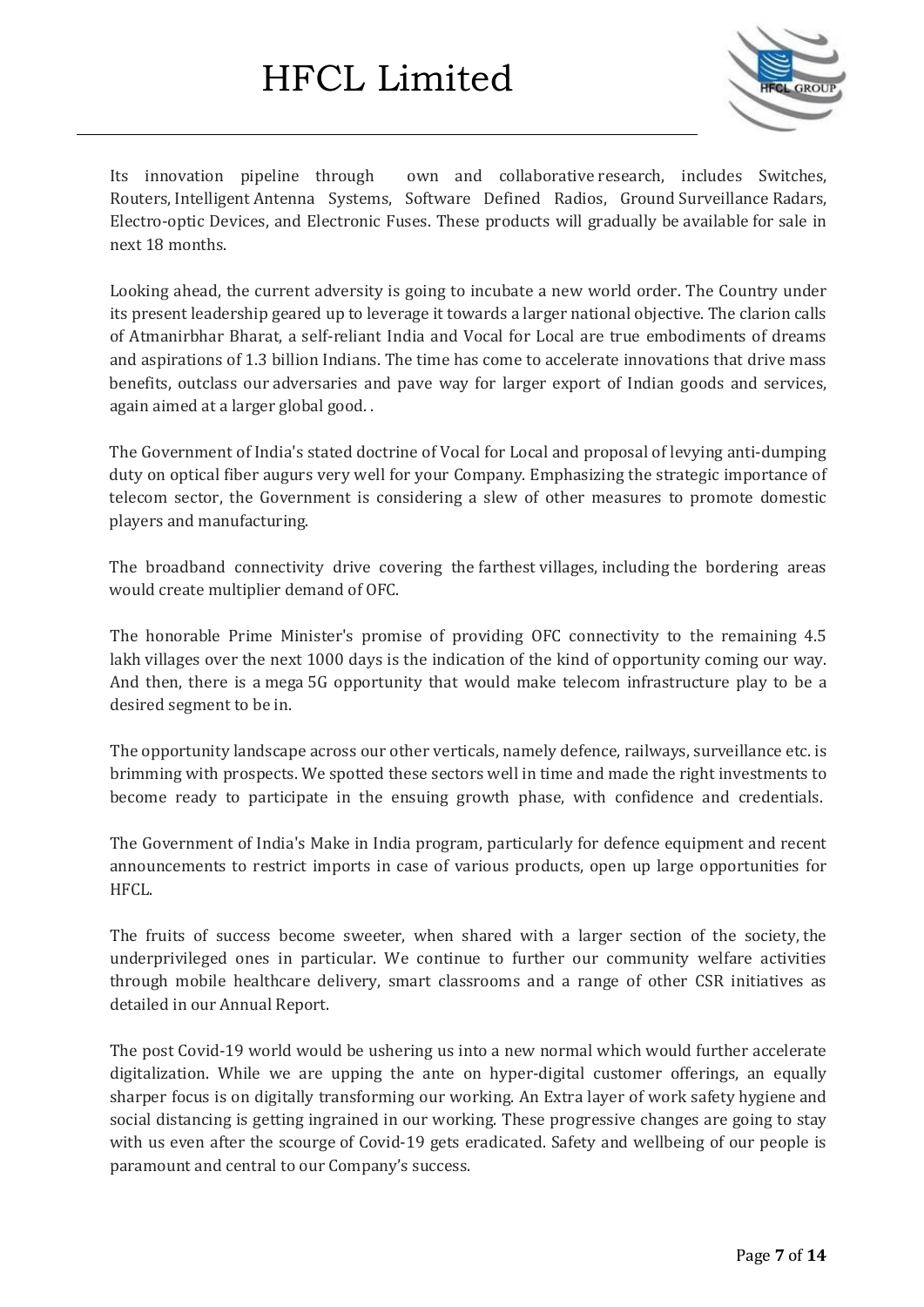Its innovation pipeline through own and collaborative research, includes Switches, Routers, Intelligent Antenna Systems, Software Defined Radios, Ground Surveillance Radars, Electro-optic Devices, and Electronic Fuses. These products will gradually be available for sale in next 18 months.

Looking ahead, the current adversity is going to incubate a new world order. The Country under its present leadership geared up to leverage it towards a larger national objective. The clarion calls of Atmanirbhar Bharat, a self-reliant India and Vocal for Local are true embodiments of dreams and aspirations of 1.3 billion Indians. The time has come to accelerate innovations that drive mass benefits, outclass our adversaries and pave way for larger export of Indian goods and services, again aimed at a larger global good. .

The Government of India's stated doctrine of Vocal for Local and proposal of levying anti-dumping duty on optical fiber augurs very well for your Company. Emphasizing the strategic importance of telecom sector, the Government is considering a slew of other measures to promote domestic players and manufacturing.

The broadband connectivity drive covering the farthest villages, including the bordering areas would create multiplier demand of OFC.

The honorable Prime Minister's promise of providing OFC connectivity to the remaining 4.5 lakh villages over the next 1000 days is the indication of the kind of opportunity coming our way. And then, there is a mega 5G opportunity that would make telecom infrastructure play to be a desired segment to be in.

The opportunity landscape across our other verticals, namely defence, railways, surveillance etc. is brimming with prospects. We spotted these sectors well in time and made the right investments to become ready to participate in the ensuing growth phase, with confidence and credentials.

The Government of India's Make in India program, particularly for defence equipment and recent announcements to restrict imports in case of various products, open up large opportunities for HFCL.

The fruits of success become sweeter, when shared with a larger section of the society, the underprivileged ones in particular. We continue to further our community welfare activities through mobile healthcare delivery, smart classrooms and a range of other CSR initiatives as detailed in our Annual Report.

The post Covid-19 world would be ushering us into a new normal which would further accelerate digitalization. While we are upping the ante on hyper-digital customer offerings, an equally sharper focus is on digitally transforming our working. An Extra layer of work safety hygiene and social distancing is getting ingrained in our working. These progressive changes are going to stay with us even after the scourge of Covid-19 gets eradicated. Safety and wellbeing of our people is paramount and central to our Company's success.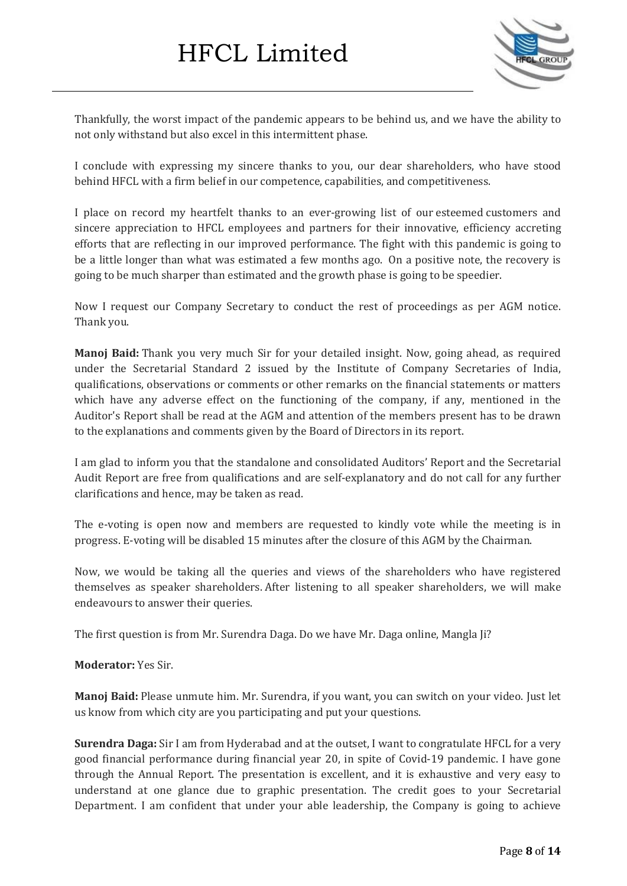Thankfully, the worst impact of the pandemic appears to be behind us, and we have the ability to not only withstand but also excel in this intermittent phase.

I conclude with expressing my sincere thanks to you, our dear shareholders, who have stood behind HFCL with a firm belief in our competence, capabilities, and competitiveness.

I place on record my heartfelt thanks to an ever-growing list of our esteemed customers and sincere appreciation to HFCL employees and partners for their innovative, efficiency accreting efforts that are reflecting in our improved performance. The fight with this pandemic is going to be a little longer than what was estimated a few months ago. On a positive note, the recovery is going to be much sharper than estimated and the growth phase is going to be speedier.

Now I request our Company Secretary to conduct the rest of proceedings as per AGM notice. Thank you.

**Manoj Baid:** Thank you very much Sir for your detailed insight. Now, going ahead, as required under the Secretarial Standard 2 issued by the Institute of Company Secretaries of India, qualifications, observations or comments or other remarks on the financial statements or matters which have any adverse effect on the functioning of the company, if any, mentioned in the Auditor's Report shall be read at the AGM and attention of the members present has to be drawn to the explanations and comments given by the Board of Directors in its report.

I am glad to inform you that the standalone and consolidated Auditors' Report and the Secretarial Audit Report are free from qualifications and are self-explanatory and do not call for any further clarifications and hence, may be taken as read.

The e-voting is open now and members are requested to kindly vote while the meeting is in progress. E-voting will be disabled 15 minutes after the closure of this AGM by the Chairman.

Now, we would be taking all the queries and views of the shareholders who have registered themselves as speaker shareholders. After listening to all speaker shareholders, we will make endeavours to answer their queries.

The first question is from Mr. Surendra Daga. Do we have Mr. Daga online, Mangla Ji?

**Moderator:** Yes Sir.

**Manoj Baid:** Please unmute him. Mr. Surendra, if you want, you can switch on your video. Just let us know from which city are you participating and put your questions.

**Surendra Daga:** Sir I am from Hyderabad and at the outset, I want to congratulate HFCL for a very good financial performance during financial year 20, in spite of Covid-19 pandemic. I have gone through the Annual Report. The presentation is excellent, and it is exhaustive and very easy to understand at one glance due to graphic presentation. The credit goes to your Secretarial Department. I am confident that under your able leadership, the Company is going to achieve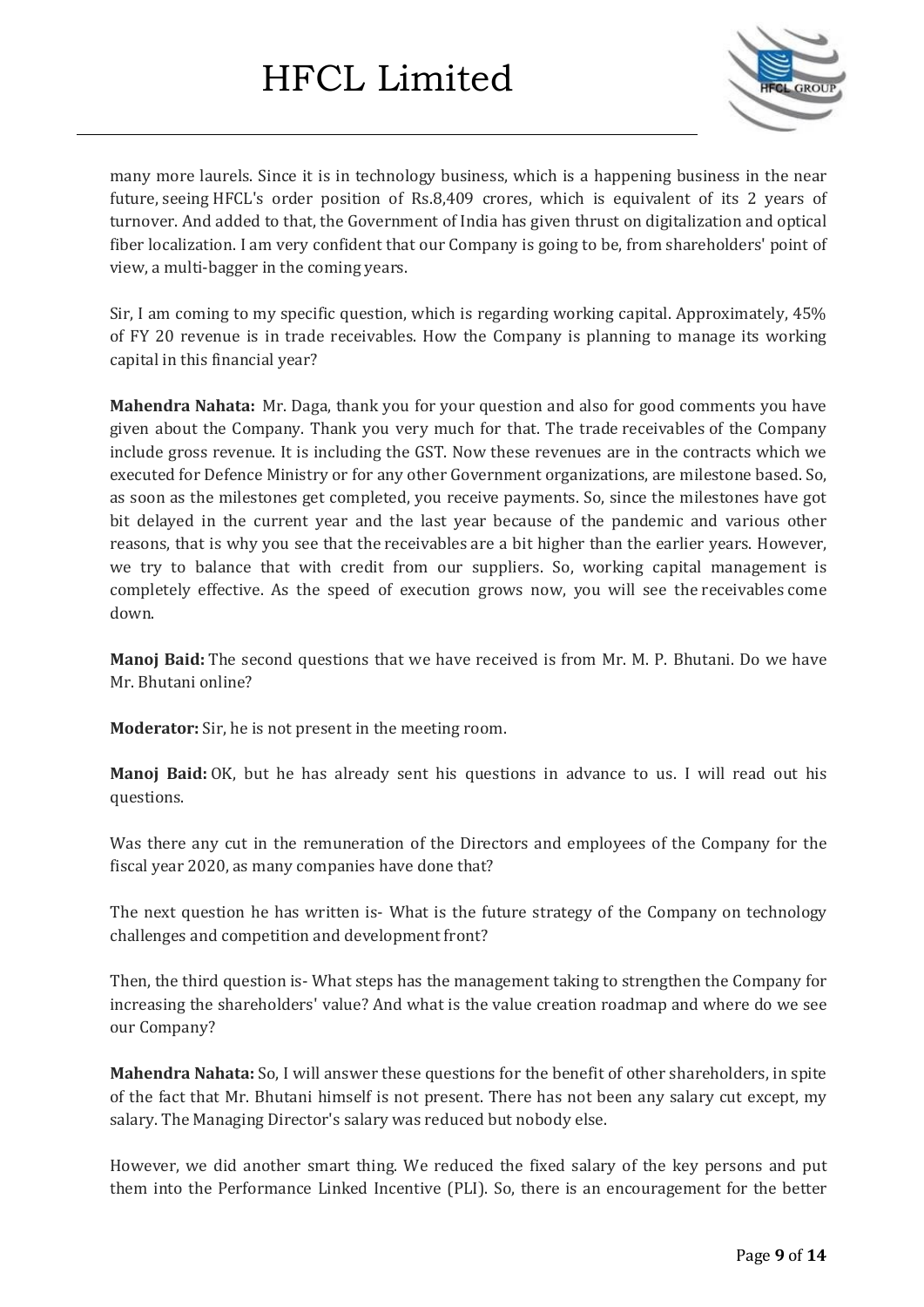many more laurels. Since it is in technology business, which is a happening business in the near future, seeing HFCL's order position of Rs.8,409 crores, which is equivalent of its 2 years of turnover. And added to that, the Government of India has given thrust on digitalization and optical fiber localization. I am very confident that our Company is going to be, from shareholders' point of view, a multi-bagger in the coming years.

Sir, I am coming to my specific question, which is regarding working capital. Approximately, 45% of FY 20 revenue is in trade receivables. How the Company is planning to manage its working capital in this financial year?

**Mahendra Nahata:** Mr. Daga, thank you for your question and also for good comments you have given about the Company. Thank you very much for that. The trade receivables of the Company include gross revenue. It is including the GST. Now these revenues are in the contracts which we executed for Defence Ministry or for any other Government organizations, are milestone based. So, as soon as the milestones get completed, you receive payments. So, since the milestones have got bit delayed in the current year and the last year because of the pandemic and various other reasons, that is why you see that the receivables are a bit higher than the earlier years. However, we try to balance that with credit from our suppliers. So, working capital management is completely effective. As the speed of execution grows now, you will see the receivables come down.

**Manoj Baid:** The second questions that we have received is from Mr. M. P. Bhutani. Do we have Mr. Bhutani online?

**Moderator:** Sir, he is not present in the meeting room.

**Manoj Baid:** OK, but he has already sent his questions in advance to us. I will read out his questions.

Was there any cut in the remuneration of the Directors and employees of the Company for the fiscal year 2020, as many companies have done that?

The next question he has written is- What is the future strategy of the Company on technology challenges and competition and development front?

Then, the third question is- What steps has the management taking to strengthen the Company for increasing the shareholders' value? And what is the value creation roadmap and where do we see our Company?

**Mahendra Nahata:** So, I will answer these questions for the benefit of other shareholders, in spite of the fact that Mr. Bhutani himself is not present. There has not been any salary cut except, my salary. The Managing Director's salary was reduced but nobody else.

However, we did another smart thing. We reduced the fixed salary of the key persons and put them into the Performance Linked Incentive (PLI). So, there is an encouragement for the better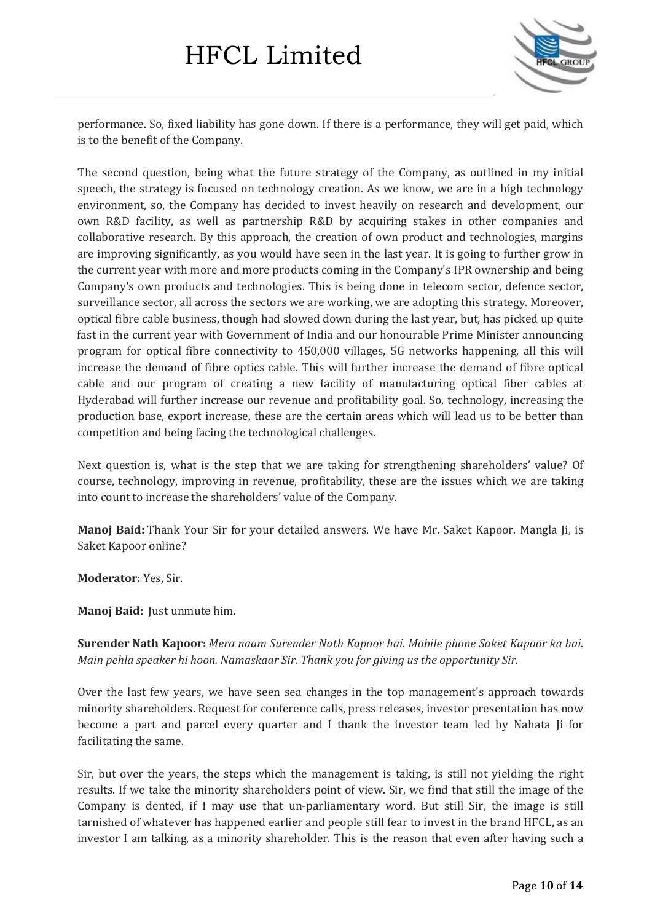performance. So, fixed liability has gone down. If there is a performance, they will get paid, which is to the benefit of the Company.

The second question, being what the future strategy of the Company, as outlined in my initial speech, the strategy is focused on technology creation. As we know, we are in a high technology environment, so, the Company has decided to invest heavily on research and development, our own R&D facility, as well as partnership R&D by acquiring stakes in other companies and collaborative research. By this approach, the creation of own product and technologies, margins are improving significantly, as you would have seen in the last year. It is going to further grow in the current year with more and more products coming in the Company's IPR ownership and being Company's own products and technologies. This is being done in telecom sector, defence sector, surveillance sector, all across the sectors we are working, we are adopting this strategy. Moreover, optical fibre cable business, though had slowed down during the last year, but, has picked up quite fast in the current year with Government of India and our honourable Prime Minister announcing program for optical fibre connectivity to 450,000 villages, 5G networks happening, all this will increase the demand of fibre optics cable. This will further increase the demand of fibre optical cable and our program of creating a new facility of manufacturing optical fiber cables at Hyderabad will further increase our revenue and profitability goal. So, technology, increasing the production base, export increase, these are the certain areas which will lead us to be better than competition and being facing the technological challenges.

Next question is, what is the step that we are taking for strengthening shareholders' value? Of course, technology, improving in revenue, profitability, these are the issues which we are taking into count to increase the shareholders' value of the Company.

**Manoj Baid:** Thank Your Sir for your detailed answers. We have Mr. Saket Kapoor. Mangla Ji, is Saket Kapoor online?

**Moderator:** Yes, Sir.

**Manoj Baid:** Just unmute him.

**Surender Nath Kapoor:** *Mera naam Surender Nath Kapoor hai. Mobile phone Saket Kapoor ka hai. Main pehla speaker hi hoon. Namaskaar Sir. Thank you for giving us the opportunity Sir.*

Over the last few years, we have seen sea changes in the top management's approach towards minority shareholders. Request for conference calls, press releases, investor presentation has now become a part and parcel every quarter and I thank the investor team led by Nahata Ji for facilitating the same.

Sir, but over the years, the steps which the management is taking, is still not yielding the right results. If we take the minority shareholders point of view. Sir, we find that still the image of the Company is dented, if I may use that un-parliamentary word. But still Sir, the image is still tarnished of whatever has happened earlier and people still fear to invest in the brand HFCL, as an investor I am talking, as a minority shareholder. This is the reason that even after having such a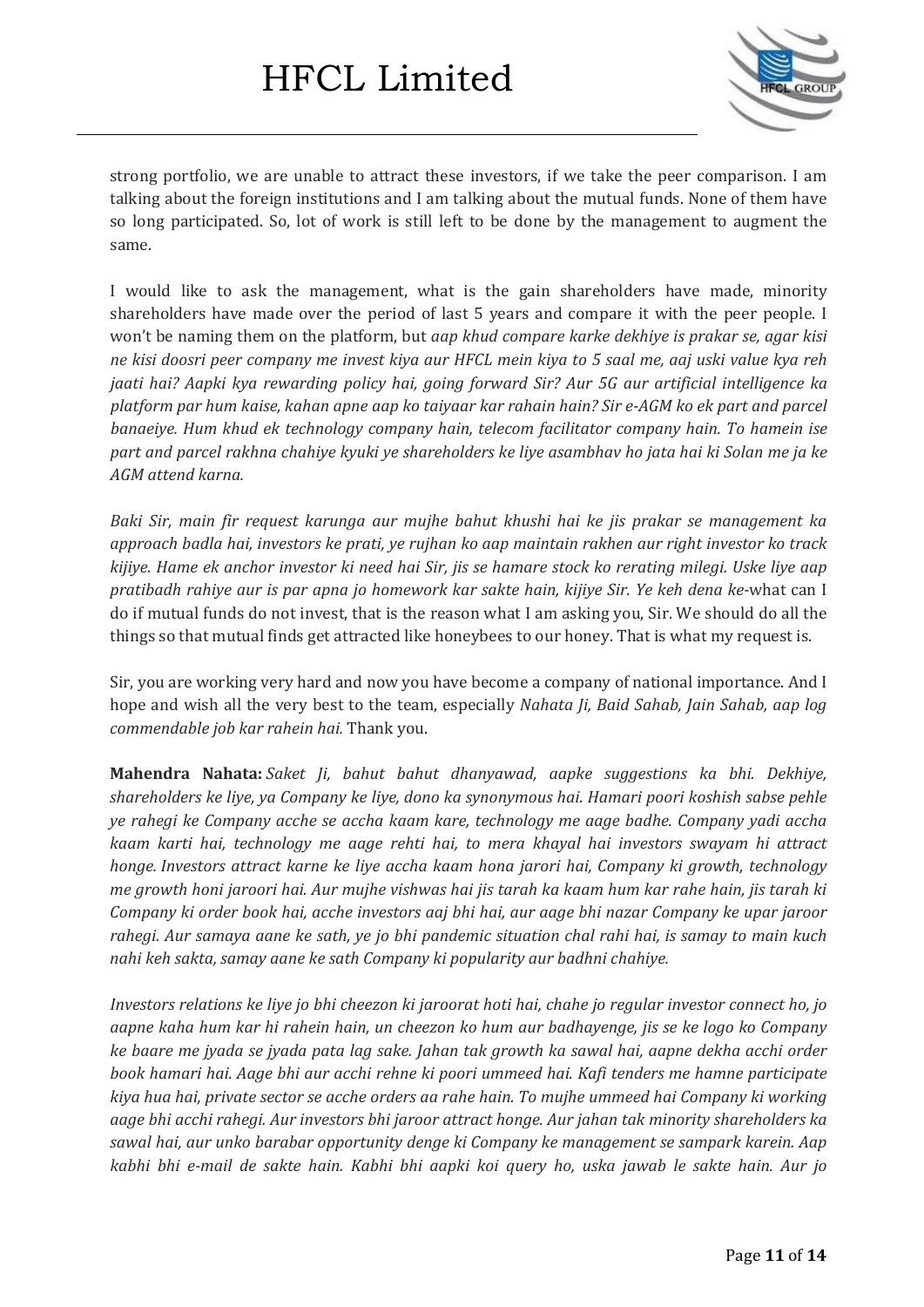strong portfolio, we are unable to attract these investors, if we take the peer comparison. I am talking about the foreign institutions and I am talking about the mutual funds. None of them have so long participated. So, lot of work is still left to be done by the management to augment the same.

I would like to ask the management, what is the gain shareholders have made, minority shareholders have made over the period of last 5 years and compare it with the peer people. I won't be naming them on the platform, but *aap khud compare karke dekhiye is prakar se, agar kisi ne kisi doosri peer company me invest kiya aur HFCL mein kiya to 5 saal me, aaj uski value kya reh jaati hai? Aapki kya rewarding policy hai, going forward Sir? Aur 5G aur artificial intelligence ka platform par hum kaise, kahan apne aap ko taiyaar kar rahain hain? Sir e-AGM ko ek part and parcel banaeiye. Hum khud ek technology company hain, telecom facilitator company hain. To hamein ise part and parcel rakhna chahiye kyuki ye shareholders ke liye asambhav ho jata hai ki Solan me ja ke AGM attend karna.*

*Baki Sir, main fir request karunga aur mujhe bahut khushi hai ke jis prakar se management ka approach badla hai, investors ke prati, ye rujhan ko aap maintain rakhen aur right investor ko track kijiye. Hame ek anchor investor ki need hai Sir, jis se hamare stock ko rerating milegi. Uske liye aap pratibadh rahiye aur is par apna jo homework kar sakte hain, kijiye Sir. Ye keh dena ke*-what can I do if mutual funds do not invest, that is the reason what I am asking you, Sir. We should do all the things so that mutual finds get attracted like honeybees to our honey. That is what my request is.

Sir, you are working very hard and now you have become a company of national importance. And I hope and wish all the very best to the team, especially *Nahata Ji, Baid Sahab, Jain Sahab, aap log commendable job kar rahein hai.* Thank you.

**Mahendra Nahata:** *Saket Ji, bahut bahut dhanyawad, aapke suggestions ka bhi. Dekhiye, shareholders ke liye, ya Company ke liye, dono ka synonymous hai. Hamari poori koshish sabse pehle ye rahegi ke Company acche se accha kaam kare, technology me aage badhe. Company yadi accha kaam karti hai, technology me aage rehti hai, to mera khayal hai investors swayam hi attract honge. Investors attract karne ke liye accha kaam hona jarori hai, Company ki growth, technology me growth honi jaroori hai. Aur mujhe vishwas hai jis tarah ka kaam hum kar rahe hain, jis tarah ki Company ki order book hai, acche investors aaj bhi hai, aur aage bhi nazar Company ke upar jaroor rahegi. Aur samaya aane ke sath, ye jo bhi pandemic situation chal rahi hai, is samay to main kuch nahi keh sakta, samay aane ke sath Company ki popularity aur badhni chahiye.*

*Investors relations ke liye jo bhi cheezon ki jaroorat hoti hai, chahe jo regular investor connect ho, jo aapne kaha hum kar hi rahein hain, un cheezon ko hum aur badhayenge, jis se ke logo ko Company ke baare me jyada se jyada pata lag sake. Jahan tak growth ka sawal hai, aapne dekha acchi order book hamari hai. Aage bhi aur acchi rehne ki poori ummeed hai. Kafi tenders me hamne participate kiya hua hai, private sector se acche orders aa rahe hain. To mujhe ummeed hai Company ki working aage bhi acchi rahegi. Aur investors bhi jaroor attract honge. Aur jahan tak minority shareholders ka sawal hai, aur unko barabar opportunity denge ki Company ke management se sampark karein. Aap kabhi bhi e-mail de sakte hain. Kabhi bhi aapki koi query ho, uska jawab le sakte hain. Aur jo*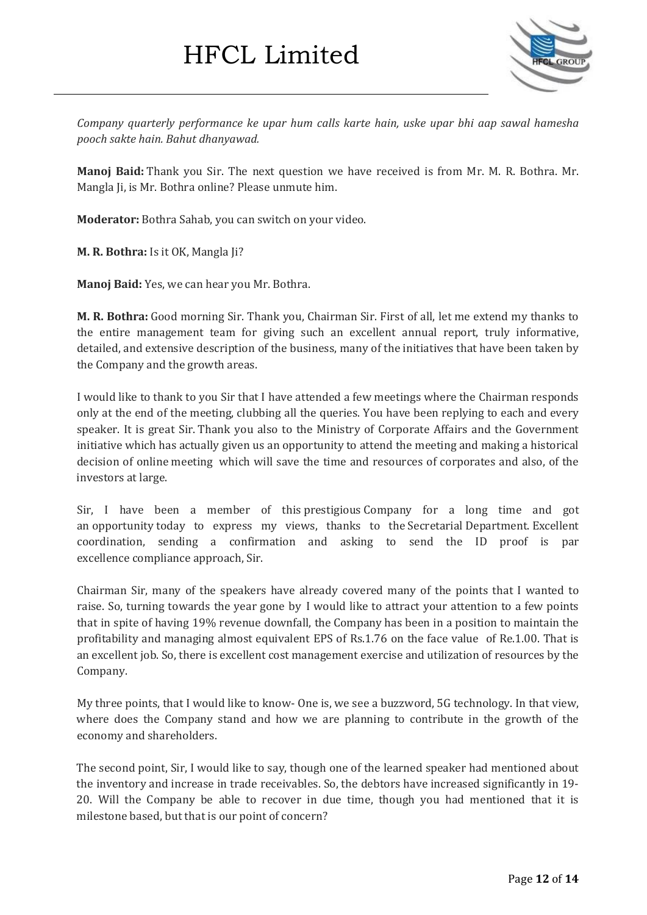*Company quarterly performance ke upar hum calls karte hain, uske upar bhi aap sawal hamesha pooch sakte hain. Bahut dhanyawad.*

**Manoj Baid:** Thank you Sir. The next question we have received is from Mr. M. R. Bothra. Mr. Mangla Ji, is Mr. Bothra online? Please unmute him.

**Moderator:** Bothra Sahab, you can switch on your video.

**M. R. Bothra:** Is it OK, Mangla Ji?

**Manoj Baid:** Yes, we can hear you Mr. Bothra.

**M. R. Bothra:** Good morning Sir. Thank you, Chairman Sir. First of all, let me extend my thanks to the entire management team for giving such an excellent annual report, truly informative, detailed, and extensive description of the business, many of the initiatives that have been taken by the Company and the growth areas.

I would like to thank to you Sir that I have attended a few meetings where the Chairman responds only at the end of the meeting, clubbing all the queries. You have been replying to each and every speaker. It is great Sir. Thank you also to the Ministry of Corporate Affairs and the Government initiative which has actually given us an opportunity to attend the meeting and making a historical decision of online meeting which will save the time and resources of corporates and also, of the investors at large.

Sir, I have been a member of this prestigious Company for a long time and got an opportunity today to express my views, thanks to the Secretarial Department. Excellent coordination, sending a confirmation and asking to send the ID proof is par excellence compliance approach, Sir.

Chairman Sir, many of the speakers have already covered many of the points that I wanted to raise. So, turning towards the year gone by I would like to attract your attention to a few points that in spite of having 19% revenue downfall, the Company has been in a position to maintain the profitability and managing almost equivalent EPS of Rs.1.76 on the face value of Re.1.00. That is an excellent job. So, there is excellent cost management exercise and utilization of resources by the Company.

My three points, that I would like to know- One is, we see a buzzword, 5G technology. In that view, where does the Company stand and how we are planning to contribute in the growth of the economy and shareholders.

The second point, Sir, I would like to say, though one of the learned speaker had mentioned about the inventory and increase in trade receivables. So, the debtors have increased significantly in 19-20. Will the Company be able to recover in due time, though you had mentioned that it is milestone based, but that is our point of concern?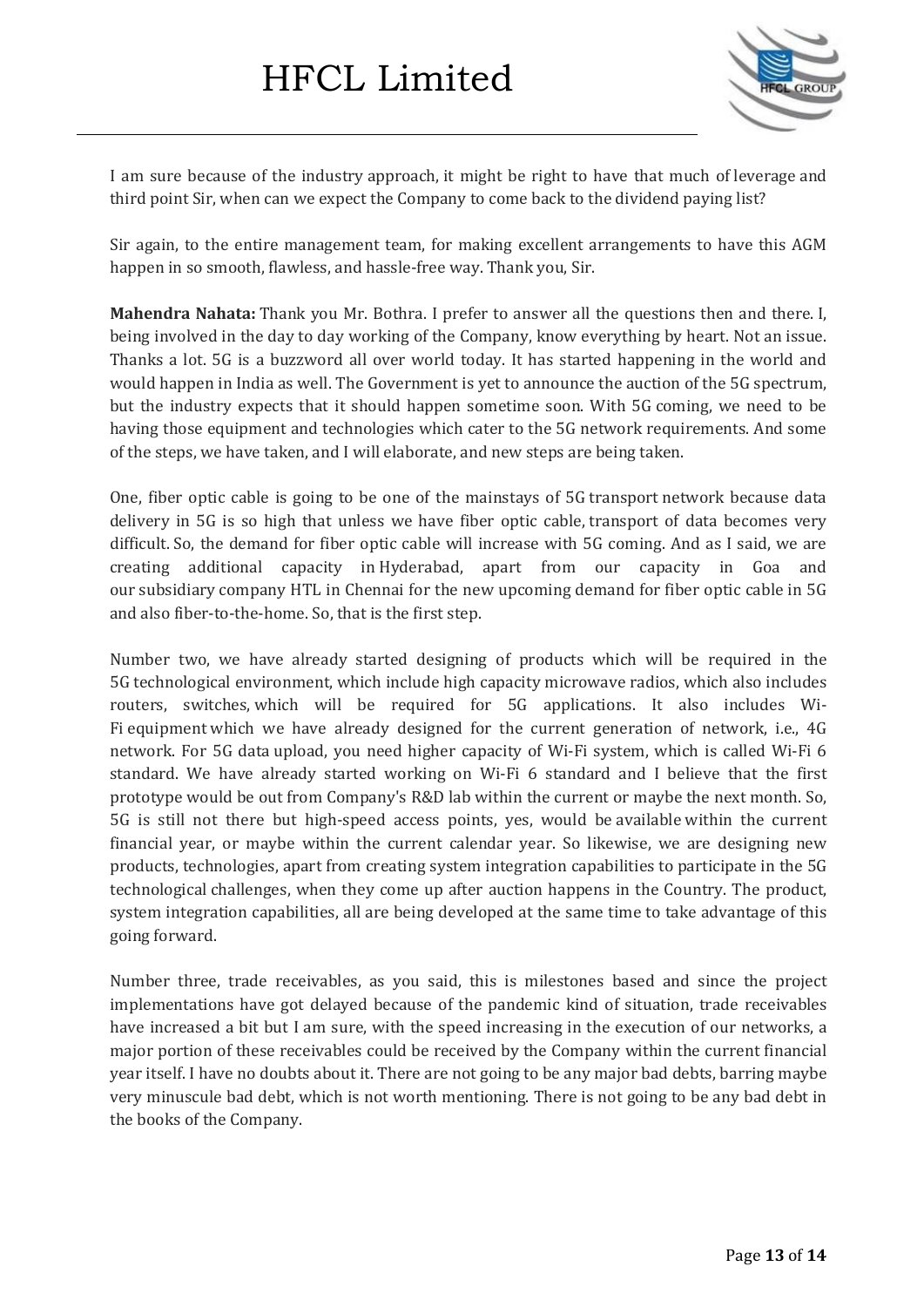I am sure because of the industry approach, it might be right to have that much of leverage and third point Sir, when can we expect the Company to come back to the dividend paying list?

Sir again, to the entire management team, for making excellent arrangements to have this AGM happen in so smooth, flawless, and hassle-free way. Thank you, Sir.

**Mahendra Nahata:** Thank you Mr. Bothra. I prefer to answer all the questions then and there. I, being involved in the day to day working of the Company, know everything by heart. Not an issue. Thanks a lot. 5G is a buzzword all over world today. It has started happening in the world and would happen in India as well. The Government is yet to announce the auction of the 5G spectrum, but the industry expects that it should happen sometime soon. With 5G coming, we need to be having those equipment and technologies which cater to the 5G network requirements. And some of the steps, we have taken, and I will elaborate, and new steps are being taken.

One, fiber optic cable is going to be one of the mainstays of 5G transport network because data delivery in 5G is so high that unless we have fiber optic cable, transport of data becomes very difficult. So, the demand for fiber optic cable will increase with 5G coming. And as I said, we are creating additional capacity in Hyderabad, apart from our capacity in Goa and our subsidiary company HTL in Chennai for the new upcoming demand for fiber optic cable in 5G and also fiber-to-the-home. So, that is the first step.

Number two, we have already started designing of products which will be required in the 5G technological environment, which include high capacity microwave radios, which also includes routers, switches, which will be required for 5G applications. It also includes Wi-Fi equipment which we have already designed for the current generation of network, i.e., 4G network. For 5G data upload, you need higher capacity of Wi-Fi system, which is called Wi-Fi 6 standard. We have already started working on Wi-Fi 6 standard and I believe that the first prototype would be out from Company's R&D lab within the current or maybe the next month. So, 5G is still not there but high-speed access points, yes, would be available within the current financial year, or maybe within the current calendar year. So likewise, we are designing new products, technologies, apart from creating system integration capabilities to participate in the 5G technological challenges, when they come up after auction happens in the Country. The product, system integration capabilities, all are being developed at the same time to take advantage of this going forward.

Number three, trade receivables, as you said, this is milestones based and since the project implementations have got delayed because of the pandemic kind of situation, trade receivables have increased a bit but I am sure, with the speed increasing in the execution of our networks, a major portion of these receivables could be received by the Company within the current financial year itself. I have no doubts about it. There are not going to be any major bad debts, barring maybe very minuscule bad debt, which is not worth mentioning. There is not going to be any bad debt in the books of the Company.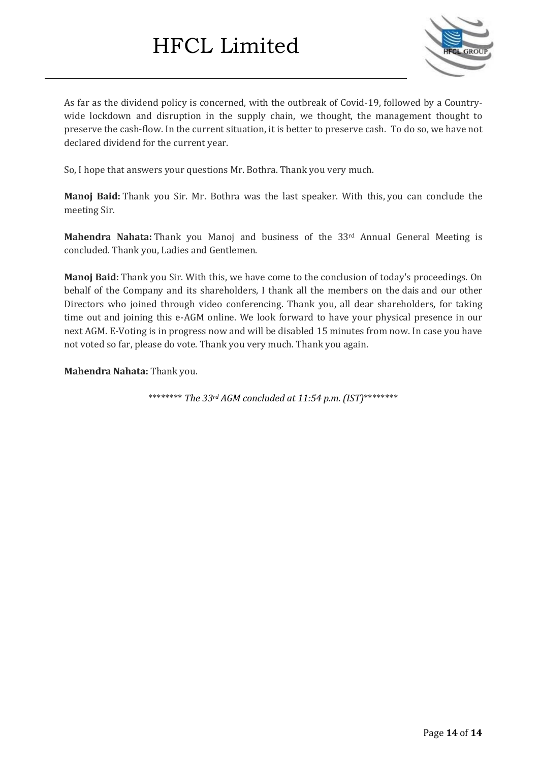As far as the dividend policy is concerned, with the outbreak of Covid-19, followed by a Country-wide lockdown and disruption in the supply chain, we thought, the management thought to preserve the cash-flow. In the current situation, it is better to preserve cash. To do so, we have not declared dividend for the current year.

So, I hope that answers your questions Mr. Bothra. Thank you very much.

**Manoj Baid:** Thank you Sir. Mr. Bothra was the last speaker. With this, you can conclude the meeting Sir.

**Mahendra Nahata:** Thank you Manoj and business of the 33rd Annual General Meeting is concluded. Thank you, Ladies and Gentlemen.

**Manoj Baid:** Thank you Sir. With this, we have come to the conclusion of today's proceedings. On behalf of the Company and its shareholders, I thank all the members on the dais and our other Directors who joined through video conferencing. Thank you, all dear shareholders, for taking time out and joining this e-AGM online. We look forward to have your physical presence in our next AGM. E-Voting is in progress now and will be disabled 15 minutes from now. In case you have not voted so far, please do vote. Thank you very much. Thank you again.

**Mahendra Nahata:** Thank you.

******** *The 33rd AGM concluded at 11:54 p.m. (IST)*********